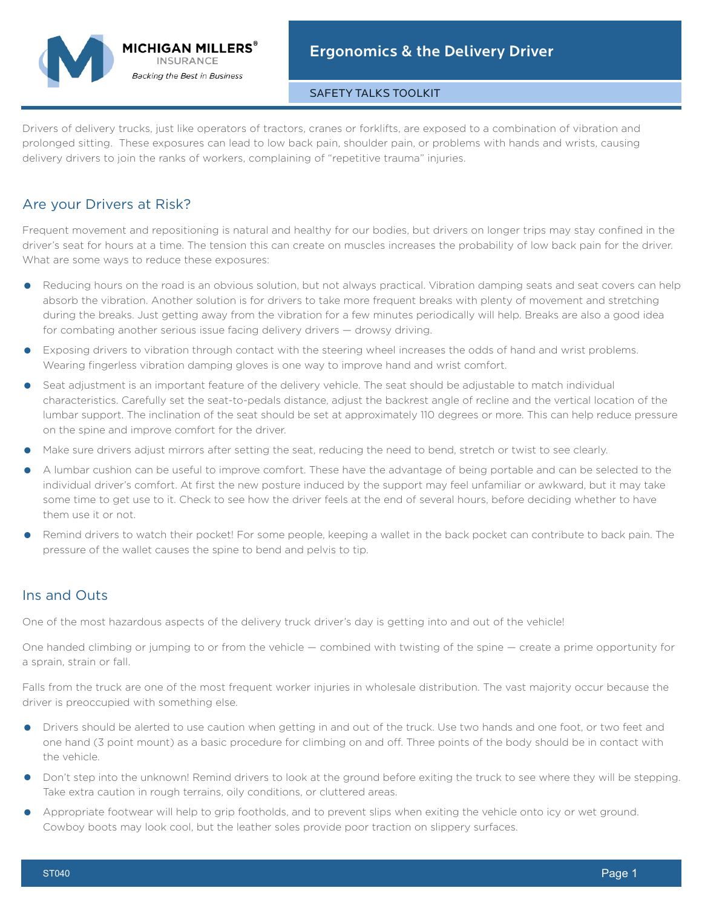MICHIGAN MILLERS® INSURANCE

*Backing the Best in Business*

# Ergonomics & the Delivery Driver

SAFETY TALKS TOOLKIT

Drivers of delivery trucks, just like operators of tractors, cranes or forklifts, are exposed to a combination of vibration and prolonged sitting. These exposures can lead to low back pain, shoulder pain, or problems with hands and wrists, causing delivery drivers to join the ranks of workers, complaining of "repetitive trauma" injuries.

## Are your Drivers at Risk?

Frequent movement and repositioning is natural and healthy for our bodies, but drivers on longer trips may stay confined in the driver's seat for hours at a time. The tension this can create on muscles increases the probability of low back pain for the driver. What are some ways to reduce these exposures:

- Reducing hours on the road is an obvious solution, but not always practical. Vibration damping seats and seat covers can help absorb the vibration. Another solution is for drivers to take more frequent breaks with plenty of movement and stretching during the breaks. Just getting away from the vibration for a few minutes periodically will help. Breaks are also a good idea for combating another serious issue facing delivery drivers — drowsy driving.
- Exposing drivers to vibration through contact with the steering wheel increases the odds of hand and wrist problems. Wearing fingerless vibration damping gloves is one way to improve hand and wrist comfort.
- Seat adjustment is an important feature of the delivery vehicle. The seat should be adjustable to match individual characteristics. Carefully set the seat-to-pedals distance, adjust the backrest angle of recline and the vertical location of the lumbar support. The inclination of the seat should be set at approximately 110 degrees or more. This can help reduce pressure on the spine and improve comfort for the driver.
- Make sure drivers adjust mirrors after setting the seat, reducing the need to bend, stretch or twist to see clearly.
- A lumbar cushion can be useful to improve comfort. These have the advantage of being portable and can be selected to the individual driver's comfort. At first the new posture induced by the support may feel unfamiliar or awkward, but it may take some time to get use to it. Check to see how the driver feels at the end of several hours, before deciding whether to have them use it or not.
- Remind drivers to watch their pocket! For some people, keeping a wallet in the back pocket can contribute to back pain. The pressure of the wallet causes the spine to bend and pelvis to tip.

## Ins and Outs

One of the most hazardous aspects of the delivery truck driver's day is getting into and out of the vehicle!

One handed climbing or jumping to or from the vehicle — combined with twisting of the spine — create a prime opportunity for a sprain, strain or fall.

Falls from the truck are one of the most frequent worker injuries in wholesale distribution. The vast majority occur because the driver is preoccupied with something else.

- Drivers should be alerted to use caution when getting in and out of the truck. Use two hands and one foot, or two feet and one hand (3 point mount) as a basic procedure for climbing on and off. Three points of the body should be in contact with the vehicle.
- Don't step into the unknown! Remind drivers to look at the ground before exiting the truck to see where they will be stepping. Take extra caution in rough terrains, oily conditions, or cluttered areas.
- Appropriate footwear will help to grip footholds, and to prevent slips when exiting the vehicle onto icy or wet ground. Cowboy boots may look cool, but the leather soles provide poor traction on slippery surfaces.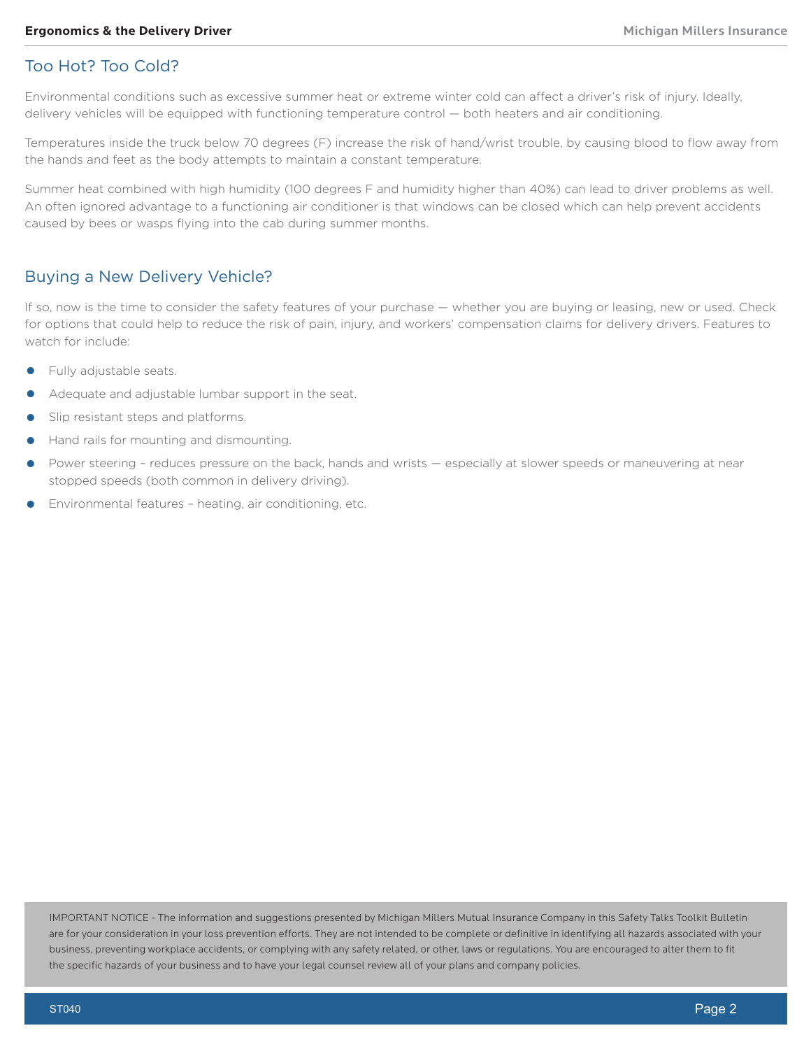## Too Hot? Too Cold?

Environmental conditions such as excessive summer heat or extreme winter cold can affect a driver's risk of injury. Ideally, delivery vehicles will be equipped with functioning temperature control — both heaters and air conditioning.

Temperatures inside the truck below 70 degrees (F) increase the risk of hand/wrist trouble, by causing blood to flow away from the hands and feet as the body attempts to maintain a constant temperature.

Summer heat combined with high humidity (100 degrees F and humidity higher than 40%) can lead to driver problems as well. An often ignored advantage to a functioning air conditioner is that windows can be closed which can help prevent accidents caused by bees or wasps flying into the cab during summer months.

## Buying a New Delivery Vehicle?

If so, now is the time to consider the safety features of your purchase — whether you are buying or leasing, new or used. Check for options that could help to reduce the risk of pain, injury, and workers' compensation claims for delivery drivers. Features to watch for include:

- Fully adjustable seats.
- Adequate and adjustable lumbar support in the seat.
- Slip resistant steps and platforms.
- Hand rails for mounting and dismounting.
- Power steering – reduces pressure on the back, hands and wrists — especially at slower speeds or maneuvering at near stopped speeds (both common in delivery driving).
- Environmental features – heating, air conditioning, etc.

IMPORTANT NOTICE - The information and suggestions presented by Michigan Millers Mutual Insurance Company in this Safety Talks Toolkit Bulletin are for your consideration in your loss prevention efforts. They are not intended to be complete or definitive in identifying all hazards associated with your business, preventing workplace accidents, or complying with any safety related, or other, laws or regulations. You are encouraged to alter them to fit the specific hazards of your business and to have your legal counsel review all of your plans and company policies.

ST040